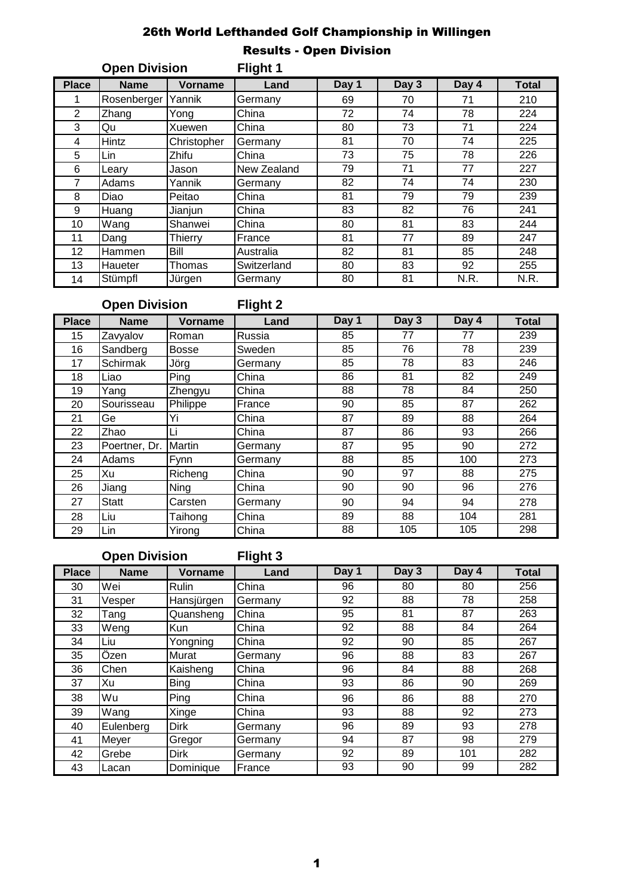# 26th World Lefthanded Golf Championship in Willingen

## Results - Open Division

**Open Division** **Flight 1**

| Place | Name | Vorname | Land | Day 1 | Day 3 | Day 4 | Total |
|---|---|---|---|---|---|---|---|
| 1 | Rosenberger | Yannik | Germany | 69 | 70 | 71 | 210 |
| 2 | Zhang | Yong | China | 72 | 74 | 78 | 224 |
| 3 | Qu | Xuewen | China | 80 | 73 | 71 | 224 |
| 4 | Hintz | Christopher | Germany | 81 | 70 | 74 | 225 |
| 5 | Lin | Zhifu | China | 73 | 75 | 78 | 226 |
| 6 | Leary | Jason | New Zealand | 79 | 71 | 77 | 227 |
| 7 | Adams | Yannik | Germany | 82 | 74 | 74 | 230 |
| 8 | Diao | Peitao | China | 81 | 79 | 79 | 239 |
| 9 | Huang | Jianjun | China | 83 | 82 | 76 | 241 |
| 10 | Wang | Shanwei | China | 80 | 81 | 83 | 244 |
| 11 | Dang | Thierry | France | 81 | 77 | 89 | 247 |
| 12 | Hammen | Bill | Australia | 82 | 81 | 85 | 248 |
| 13 | Haueter | Thomas | Switzerland | 80 | 83 | 92 | 255 |
| 14 | Stümpfl | Jürgen | Germany | 80 | 81 | N.R. | N.R. |

**Open Division** **Flight 2**

| Place | Name | Vorname | Land | Day 1 | Day 3 | Day 4 | Total |
|---|---|---|---|---|---|---|---|
| 15 | Zavyalov | Roman | Russia | 85 | 77 | 77 | 239 |
| 16 | Sandberg | Bosse | Sweden | 85 | 76 | 78 | 239 |
| 17 | Schirmak | Jörg | Germany | 85 | 78 | 83 | 246 |
| 18 | Liao | Ping | China | 86 | 81 | 82 | 249 |
| 19 | Yang | Zhengyu | China | 88 | 78 | 84 | 250 |
| 20 | Sourisseau | Philippe | France | 90 | 85 | 87 | 262 |
| 21 | Ge | Yi | China | 87 | 89 | 88 | 264 |
| 22 | Zhao | Li | China | 87 | 86 | 93 | 266 |
| 23 | Poertner, Dr. | Martin | Germany | 87 | 95 | 90 | 272 |
| 24 | Adams | Fynn | Germany | 88 | 85 | 100 | 273 |
| 25 | Xu | Richeng | China | 90 | 97 | 88 | 275 |
| 26 | Jiang | Ning | China | 90 | 90 | 96 | 276 |
| 27 | Statt | Carsten | Germany | 90 | 94 | 94 | 278 |
| 28 | Liu | Taihong | China | 89 | 88 | 104 | 281 |
| 29 | Lin | Yirong | China | 88 | 105 | 105 | 298 |

**Open Division** **Flight 3**

| Place | Name | Vorname | Land | Day 1 | Day 3 | Day 4 | Total |
|---|---|---|---|---|---|---|---|
| 30 | Wei | Rulin | China | 96 | 80 | 80 | 256 |
| 31 | Vesper | Hansjürgen | Germany | 92 | 88 | 78 | 258 |
| 32 | Tang | Quansheng | China | 95 | 81 | 87 | 263 |
| 33 | Weng | Kun | China | 92 | 88 | 84 | 264 |
| 34 | Liu | Yongning | China | 92 | 90 | 85 | 267 |
| 35 | Özen | Murat | Germany | 96 | 88 | 83 | 267 |
| 36 | Chen | Kaisheng | China | 96 | 84 | 88 | 268 |
| 37 | Xu | Bing | China | 93 | 86 | 90 | 269 |
| 38 | Wu | Ping | China | 96 | 86 | 88 | 270 |
| 39 | Wang | Xinge | China | 93 | 88 | 92 | 273 |
| 40 | Eulenberg | Dirk | Germany | 96 | 89 | 93 | 278 |
| 41 | Meyer | Gregor | Germany | 94 | 87 | 98 | 279 |
| 42 | Grebe | Dirk | Germany | 92 | 89 | 101 | 282 |
| 43 | Lacan | Dominique | France | 93 | 90 | 99 | 282 |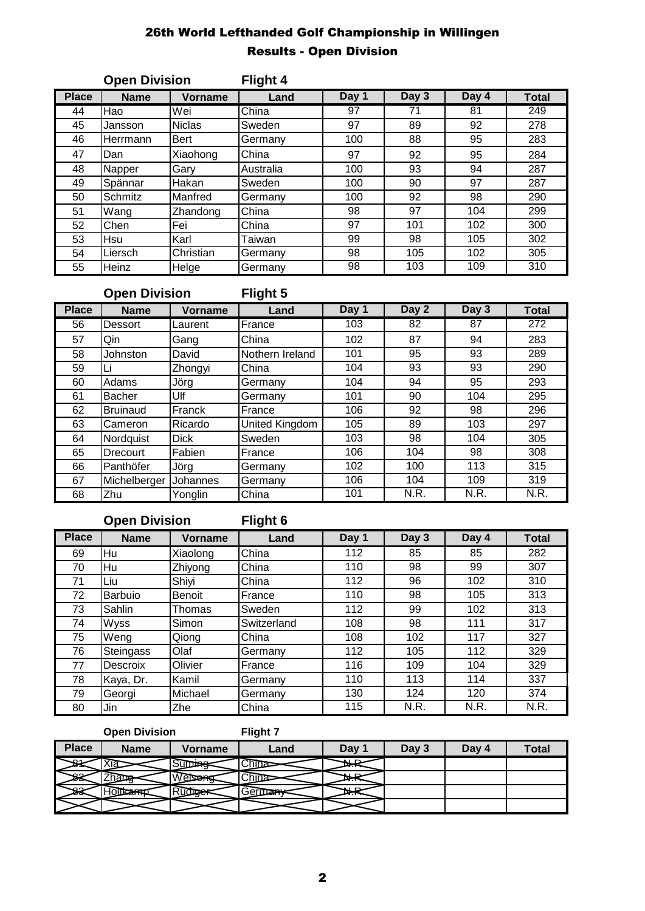# 26th World Lefthanded Golf Championship in Willingen

## Results - Open Division

**Open Division** **Flight 4**

| Place | Name | Vorname | Land | Day 1 | Day 3 | Day 4 | Total |
|---|---|---|---|---|---|---|---|
| 44 | Hao | Wei | China | 97 | 71 | 81 | 249 |
| 45 | Jansson | Niclas | Sweden | 97 | 89 | 92 | 278 |
| 46 | Herrmann | Bert | Germany | 100 | 88 | 95 | 283 |
| 47 | Dan | Xiaohong | China | 97 | 92 | 95 | 284 |
| 48 | Napper | Gary | Australia | 100 | 93 | 94 | 287 |
| 49 | Spännar | Hakan | Sweden | 100 | 90 | 97 | 287 |
| 50 | Schmitz | Manfred | Germany | 100 | 92 | 98 | 290 |
| 51 | Wang | Zhandong | China | 98 | 97 | 104 | 299 |
| 52 | Chen | Fei | China | 97 | 101 | 102 | 300 |
| 53 | Hsu | Karl | Taiwan | 99 | 98 | 105 | 302 |
| 54 | Liersch | Christian | Germany | 98 | 105 | 102 | 305 |
| 55 | Heinz | Helge | Germany | 98 | 103 | 109 | 310 |

**Open Division** **Flight 5**

| Place | Name | Vorname | Land | Day 1 | Day 2 | Day 3 | Total |
|---|---|---|---|---|---|---|---|
| 56 | Dessort | Laurent | France | 103 | 82 | 87 | 272 |
| 57 | Qin | Gang | China | 102 | 87 | 94 | 283 |
| 58 | Johnston | David | Nothern Ireland | 101 | 95 | 93 | 289 |
| 59 | Li | Zhongyi | China | 104 | 93 | 93 | 290 |
| 60 | Adams | Jörg | Germany | 104 | 94 | 95 | 293 |
| 61 | Bacher | Ulf | Germany | 101 | 90 | 104 | 295 |
| 62 | Bruinaud | Franck | France | 106 | 92 | 98 | 296 |
| 63 | Cameron | Ricardo | United Kingdom | 105 | 89 | 103 | 297 |
| 64 | Nordquist | Dick | Sweden | 103 | 98 | 104 | 305 |
| 65 | Drecourt | Fabien | France | 106 | 104 | 98 | 308 |
| 66 | Panthöfer | Jörg | Germany | 102 | 100 | 113 | 315 |
| 67 | Michelberger | Johannes | Germany | 106 | 104 | 109 | 319 |
| 68 | Zhu | Yonglin | China | 101 | N.R. | N.R. | N.R. |

**Open Division** **Flight 6**

| Place | Name | Vorname | Land | Day 1 | Day 3 | Day 4 | Total |
|---|---|---|---|---|---|---|---|
| 69 | Hu | Xiaolong | China | 112 | 85 | 85 | 282 |
| 70 | Hu | Zhiyong | China | 110 | 98 | 99 | 307 |
| 71 | Liu | Shiyi | China | 112 | 96 | 102 | 310 |
| 72 | Barbuio | Benoit | France | 110 | 98 | 105 | 313 |
| 73 | Sahlin | Thomas | Sweden | 112 | 99 | 102 | 313 |
| 74 | Wyss | Simon | Switzerland | 108 | 98 | 111 | 317 |
| 75 | Weng | Qiong | China | 108 | 102 | 117 | 327 |
| 76 | Steingass | Olaf | Germany | 112 | 105 | 112 | 329 |
| 77 | Descroix | Olivier | France | 116 | 109 | 104 | 329 |
| 78 | Kaya, Dr. | Kamil | Germany | 110 | 113 | 114 | 337 |
| 79 | Georgi | Michael | Germany | 130 | 124 | 120 | 374 |
| 80 | Jin | Zhe | China | 115 | N.R. | N.R. | N.R. |

**Open Division** **Flight 7**

| Place | Name | Vorname | Land | Day 1 | Day 3 | Day 4 | Total |
|---|---|---|---|---|---|---|---|
| ~~81~~ | ~~Xia~~ | ~~Suming~~ | ~~China~~ | ~~N.R.~~ | | | |
| ~~82~~ | ~~Zhang~~ | ~~Weisong~~ | ~~China~~ | ~~N.R.~~ | | | |
| ~~83~~ | ~~Holtkamp~~ | ~~Rüdiger~~ | ~~Germany~~ | ~~N.R.~~ | | | |
| | | | | | | | |